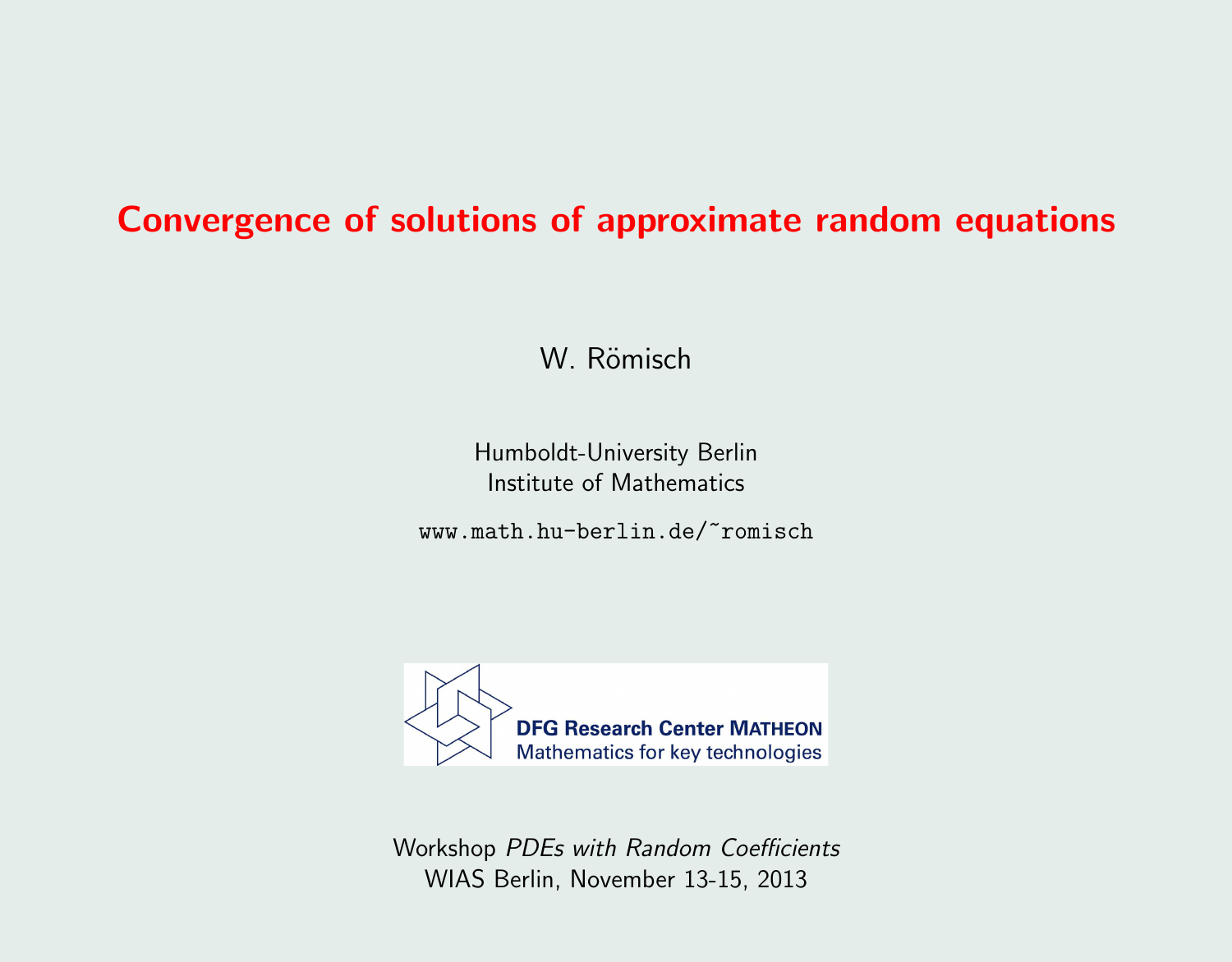# Convergence of solutions of approximate random equations

W. Römisch

Humboldt-University Berlin
Institute of Mathematics

www.math.hu-berlin.de/~romisch

DFG Research Center MATHEON
Mathematics for key technologies

Workshop *PDEs with Random Coefficients*
WIAS Berlin, November 13-15, 2013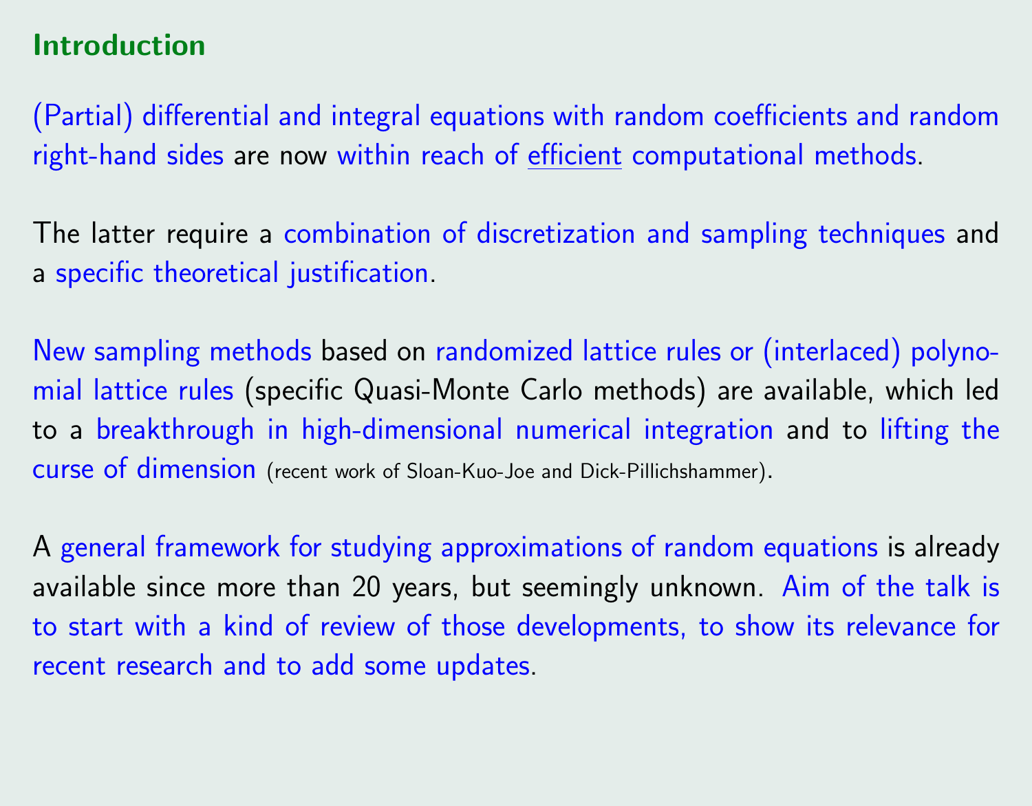## Introduction

(Partial) differential and integral equations with random coefficients and random right-hand sides are now within reach of efficient computational methods.

The latter require a combination of discretization and sampling techniques and a specific theoretical justification.

New sampling methods based on randomized lattice rules or (interlaced) polynomial lattice rules (specific Quasi-Monte Carlo methods) are available, which led to a breakthrough in high-dimensional numerical integration and to lifting the curse of dimension (recent work of Sloan-Kuo-Joe and Dick-Pillichshammer).

A general framework for studying approximations of random equations is already available since more than 20 years, but seemingly unknown. Aim of the talk is to start with a kind of review of those developments, to show its relevance for recent research and to add some updates.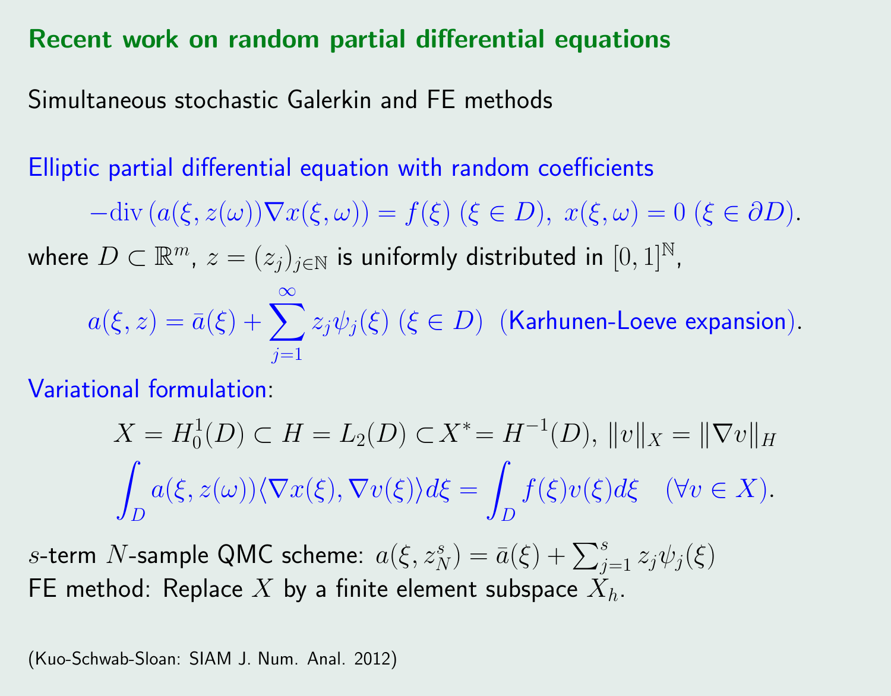## Recent work on random partial differential equations

Simultaneous stochastic Galerkin and FE methods

Elliptic partial differential equation with random coefficients

$$-\mathrm{div}\,(a(\xi, z(\omega))\nabla x(\xi, \omega)) = f(\xi)\ (\xi \in D),\ x(\xi, \omega) = 0\ (\xi \in \partial D).$$

where $D \subset \mathbb{R}^m$, $z = (z_j)_{j\in\mathbb{N}}$ is uniformly distributed in $[0, 1]^{\mathbb{N}}$,

$$a(\xi, z) = \bar{a}(\xi) + \sum_{j=1}^{\infty} z_j \psi_j(\xi)\ (\xi \in D)\ \text{ (Karhunen-Loeve expansion)}.$$

Variational formulation:

$$X = H_0^1(D) \subset H = L_2(D) \subset X^* = H^{-1}(D),\ \|v\|_X = \|\nabla v\|_H$$

$$\int_D a(\xi, z(\omega))\langle \nabla x(\xi), \nabla v(\xi)\rangle d\xi = \int_D f(\xi)v(\xi)d\xi \quad (\forall v \in X).$$

$s$-term $N$-sample QMC scheme: $a(\xi, z_N^s) = \bar{a}(\xi) + \sum_{j=1}^{s} z_j \psi_j(\xi)$
FE method: Replace $X$ by a finite element subspace $X_h$.

(Kuo-Schwab-Sloan: SIAM J. Num. Anal. 2012)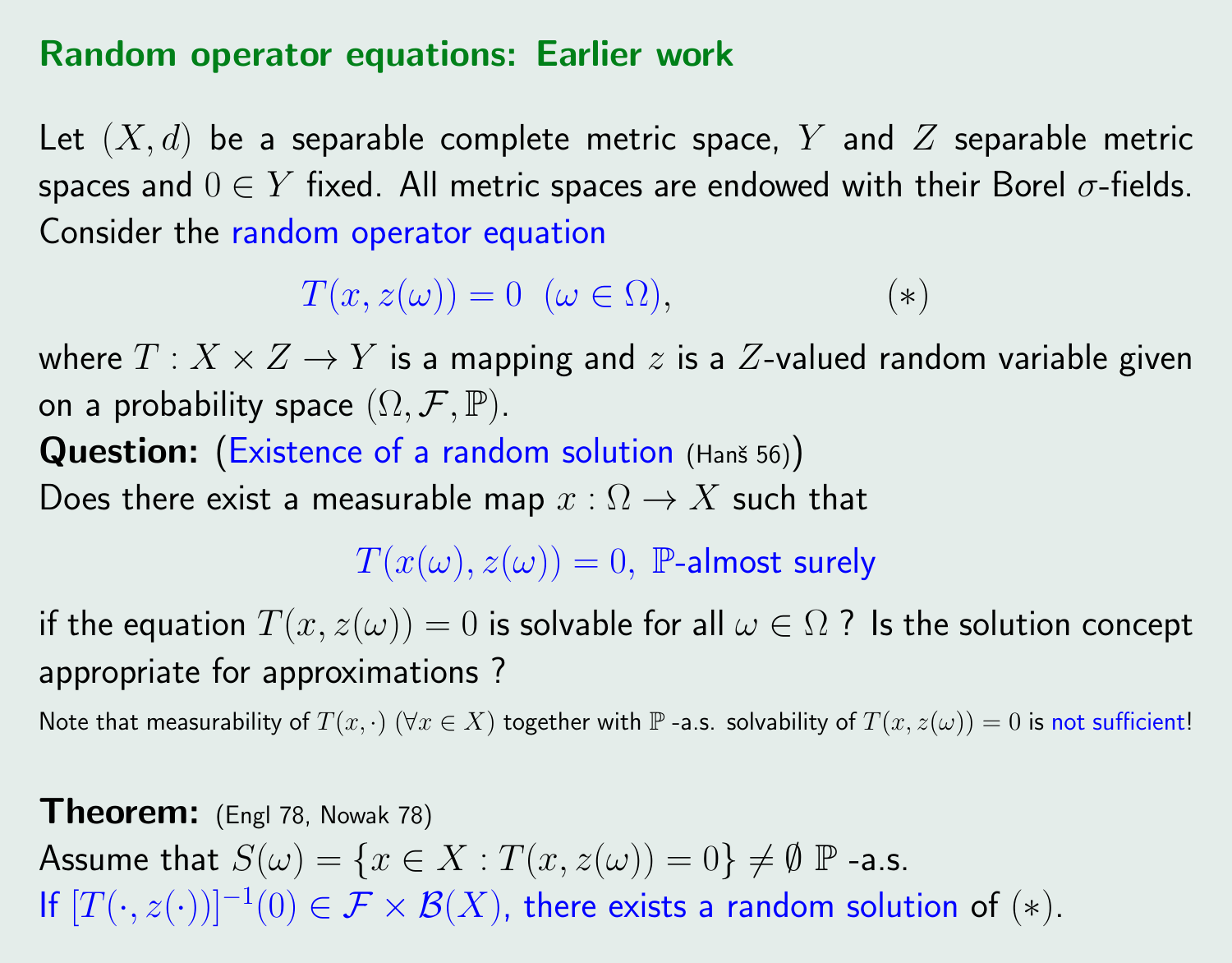## Random operator equations: Earlier work

Let $(X, d)$ be a separable complete metric space, $Y$ and $Z$ separable metric spaces and $0 \in Y$ fixed. All metric spaces are endowed with their Borel $\sigma$-fields. Consider the random operator equation

$$T(x, z(\omega)) = 0 \ \ (\omega \in \Omega), \qquad (*)$$

where $T : X \times Z \to Y$ is a mapping and $z$ is a $Z$-valued random variable given on a probability space $(\Omega, \mathcal{F}, \mathbb{P})$.

**Question:** (Existence of a random solution (Hanš 56))
Does there exist a measurable map $x : \Omega \to X$ such that

$$T(x(\omega), z(\omega)) = 0, \ \mathbb{P}\text{-almost surely}$$

if the equation $T(x, z(\omega)) = 0$ is solvable for all $\omega \in \Omega$ ? Is the solution concept appropriate for approximations ?

Note that measurability of $T(x, \cdot)$ $(\forall x \in X)$ together with $\mathbb{P}$ -a.s. solvability of $T(x, z(\omega)) = 0$ is not sufficient!

**Theorem:** (Engl 78, Nowak 78)
Assume that $S(\omega) = \{x \in X : T(x, z(\omega)) = 0\} \neq \emptyset$ $\mathbb{P}$ -a.s.
If $[T(\cdot, z(\cdot))]^{-1}(0) \in \mathcal{F} \times \mathcal{B}(X)$, there exists a random solution of $(*)$.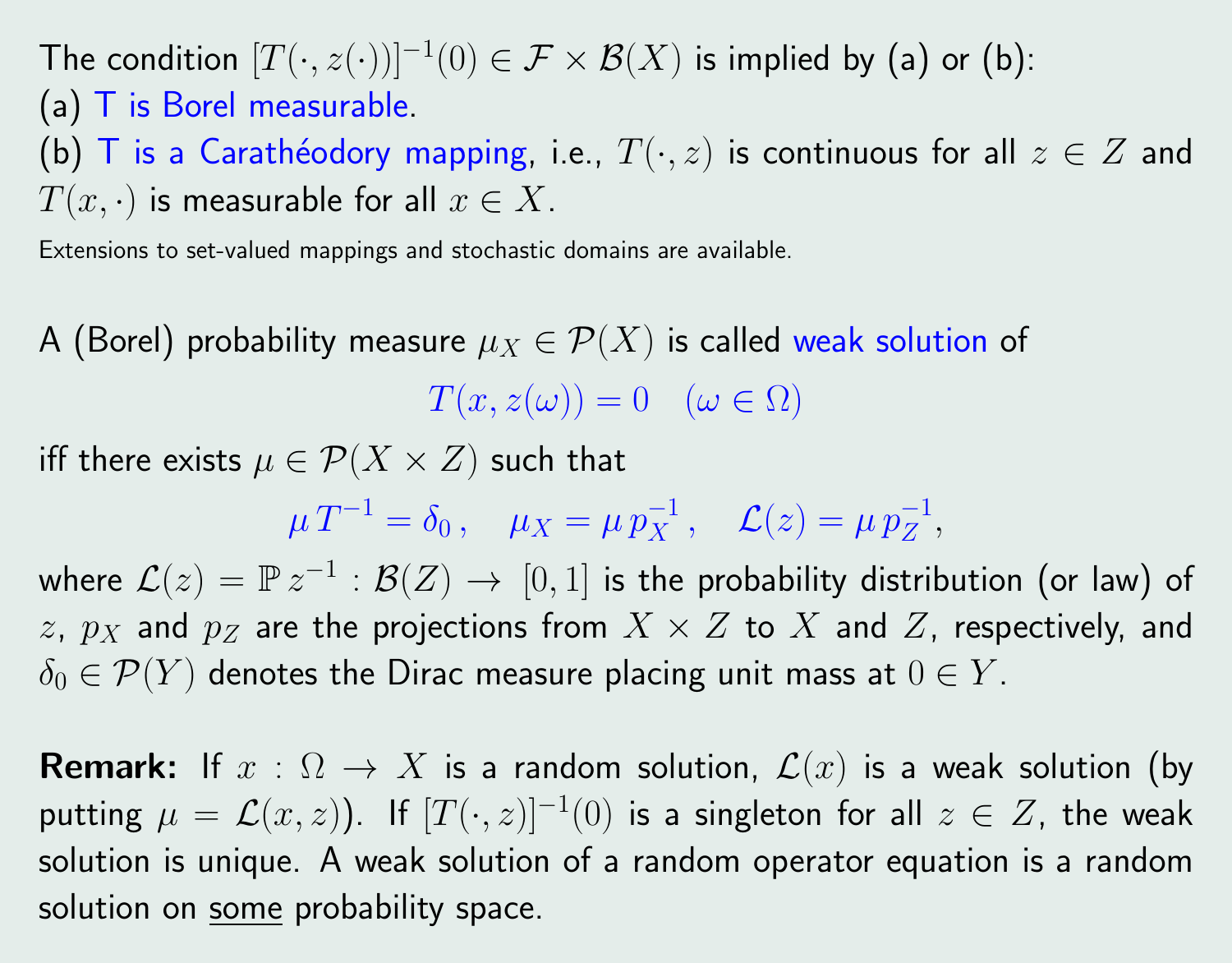The condition $[T(\cdot, z(\cdot))]^{-1}(0) \in \mathcal{F} \times \mathcal{B}(X)$ is implied by (a) or (b):

(a) T is Borel measurable.

(b) T is a Carathéodory mapping, i.e., $T(\cdot, z)$ is continuous for all $z \in Z$ and $T(x, \cdot)$ is measurable for all $x \in X$.

Extensions to set-valued mappings and stochastic domains are available.

A (Borel) probability measure $\mu_X \in \mathcal{P}(X)$ is called weak solution of

$$T(x, z(\omega)) = 0 \quad (\omega \in \Omega)$$

iff there exists $\mu \in \mathcal{P}(X \times Z)$ such that

$$\mu\, T^{-1} = \delta_0\,, \quad \mu_X = \mu\, p_X^{-1}\,, \quad \mathcal{L}(z) = \mu\, p_Z^{-1},$$

where $\mathcal{L}(z) = \mathbb{P}\, z^{-1} : \mathcal{B}(Z) \to [0, 1]$ is the probability distribution (or law) of $z$, $p_X$ and $p_Z$ are the projections from $X \times Z$ to $X$ and $Z$, respectively, and $\delta_0 \in \mathcal{P}(Y)$ denotes the Dirac measure placing unit mass at $0 \in Y$.

**Remark:** If $x : \Omega \to X$ is a random solution, $\mathcal{L}(x)$ is a weak solution (by putting $\mu = \mathcal{L}(x, z)$). If $[T(\cdot, z)]^{-1}(0)$ is a singleton for all $z \in Z$, the weak solution is unique. A weak solution of a random operator equation is a random solution on <u>some</u> probability space.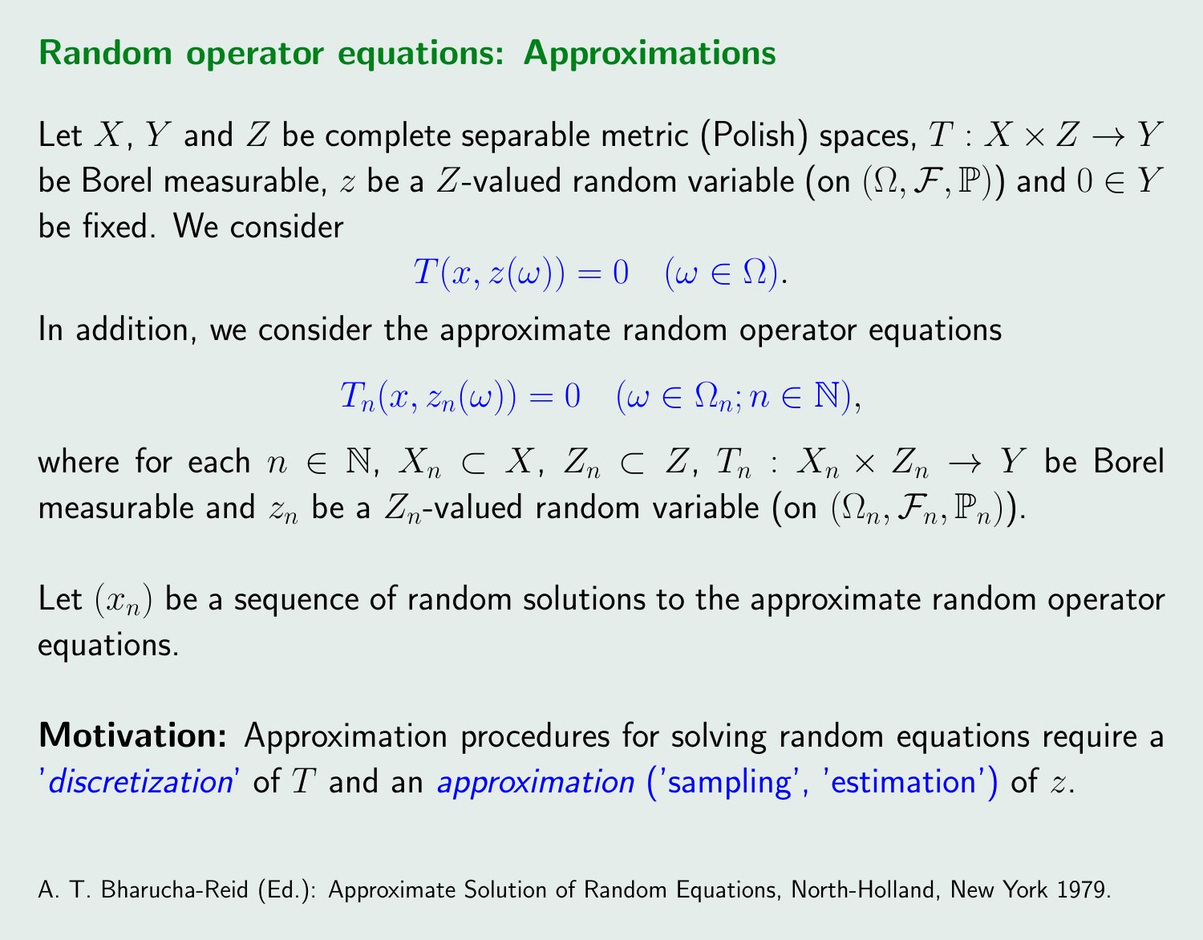## Random operator equations: Approximations

Let $X$, $Y$ and $Z$ be complete separable metric (Polish) spaces, $T : X \times Z \to Y$ be Borel measurable, $z$ be a $Z$-valued random variable (on $(\Omega, \mathcal{F}, \mathbb{P})$) and $0 \in Y$ be fixed. We consider

$$T(x, z(\omega)) = 0 \quad (\omega \in \Omega).$$

In addition, we consider the approximate random operator equations

$$T_n(x, z_n(\omega)) = 0 \quad (\omega \in \Omega_n; n \in \mathbb{N}),$$

where for each $n \in \mathbb{N}$, $X_n \subset X$, $Z_n \subset Z$, $T_n : X_n \times Z_n \to Y$ be Borel measurable and $z_n$ be a $Z_n$-valued random variable (on $(\Omega_n, \mathcal{F}_n, \mathbb{P}_n)$).

Let $(x_n)$ be a sequence of random solutions to the approximate random operator equations.

**Motivation:** Approximation procedures for solving random equations require a '*discretization*' of $T$ and an *approximation* ('sampling', 'estimation') of $z$.

A. T. Bharucha-Reid (Ed.): Approximate Solution of Random Equations, North-Holland, New York 1979.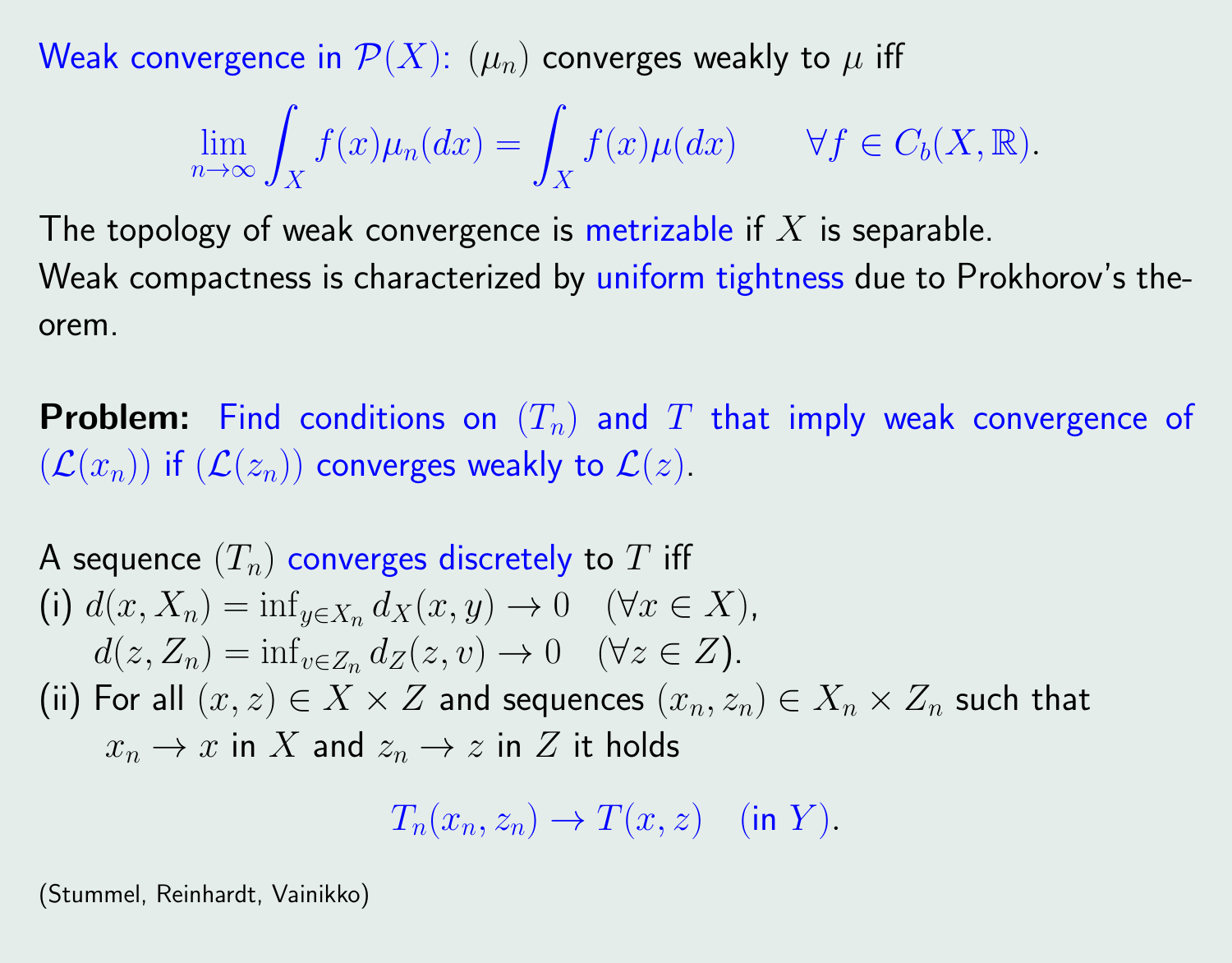Weak convergence in $\mathcal{P}(X)$: $(\mu_n)$ converges weakly to $\mu$ iff

$$\lim_{n\to\infty} \int_X f(x)\mu_n(dx) = \int_X f(x)\mu(dx) \qquad \forall f \in C_b(X, \mathbb{R}).$$

The topology of weak convergence is metrizable if $X$ is separable.
Weak compactness is characterized by uniform tightness due to Prokhorov's theorem.

**Problem:** Find conditions on $(T_n)$ and $T$ that imply weak convergence of $(\mathcal{L}(x_n))$ if $(\mathcal{L}(z_n))$ converges weakly to $\mathcal{L}(z)$.

A sequence $(T_n)$ converges discretely to $T$ iff

(i) $d(x, X_n) = \inf_{y \in X_n} d_X(x, y) \to 0 \quad (\forall x \in X)$,
$d(z, Z_n) = \inf_{v \in Z_n} d_Z(z, v) \to 0 \quad (\forall z \in Z)$.

(ii) For all $(x, z) \in X \times Z$ and sequences $(x_n, z_n) \in X_n \times Z_n$ such that $x_n \to x$ in $X$ and $z_n \to z$ in $Z$ it holds

$$T_n(x_n, z_n) \to T(x, z) \quad (\text{in } Y).$$

(Stummel, Reinhardt, Vainikko)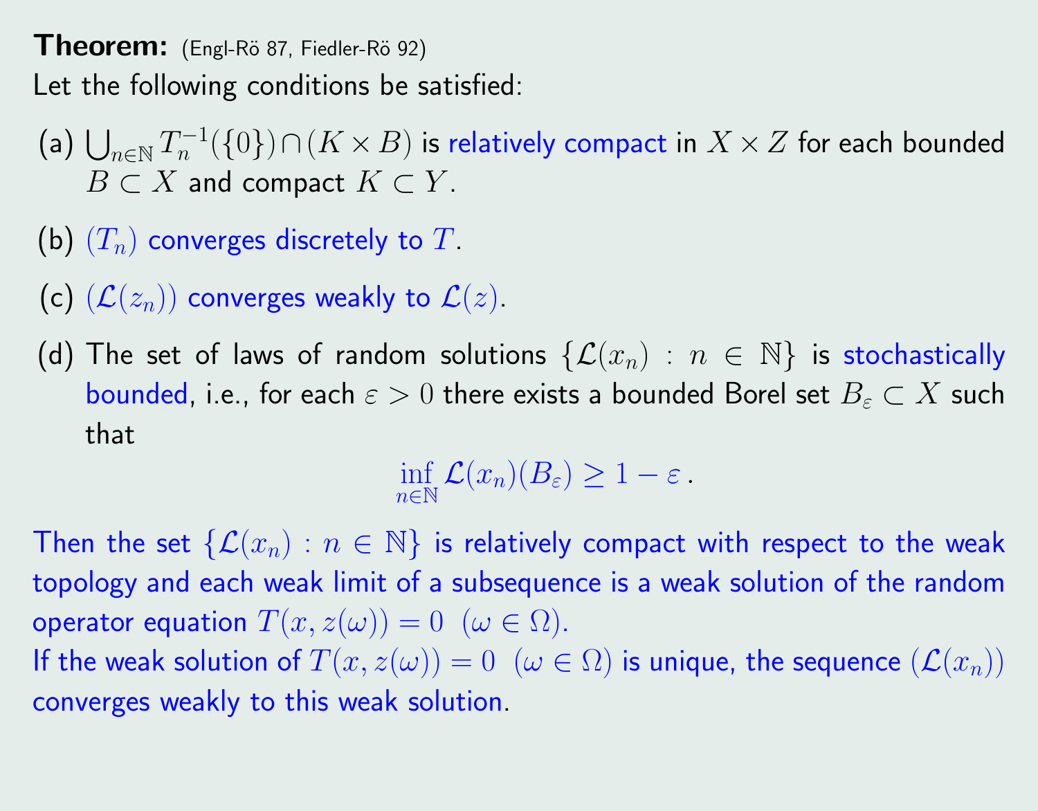**Theorem:** (Engl-Rö 87, Fiedler-Rö 92)

Let the following conditions be satisfied:

(a) $\bigcup_{n\in\mathbb{N}} T_n^{-1}(\{0\}) \cap (K \times B)$ is relatively compact in $X \times Z$ for each bounded $B \subset X$ and compact $K \subset Y$.

(b) $(T_n)$ converges discretely to $T$.

(c) $(\mathcal{L}(z_n))$ converges weakly to $\mathcal{L}(z)$.

(d) The set of laws of random solutions $\{\mathcal{L}(x_n) : n \in \mathbb{N}\}$ is stochastically bounded, i.e., for each $\varepsilon > 0$ there exists a bounded Borel set $B_\varepsilon \subset X$ such that

$$\inf_{n\in\mathbb{N}} \mathcal{L}(x_n)(B_\varepsilon) \geq 1 - \varepsilon \, .$$

Then the set $\{\mathcal{L}(x_n) : n \in \mathbb{N}\}$ is relatively compact with respect to the weak topology and each weak limit of a subsequence is a weak solution of the random operator equation $T(x, z(\omega)) = 0 \;\; (\omega \in \Omega)$.

If the weak solution of $T(x, z(\omega)) = 0 \;\; (\omega \in \Omega)$ is unique, the sequence $(\mathcal{L}(x_n))$ converges weakly to this weak solution.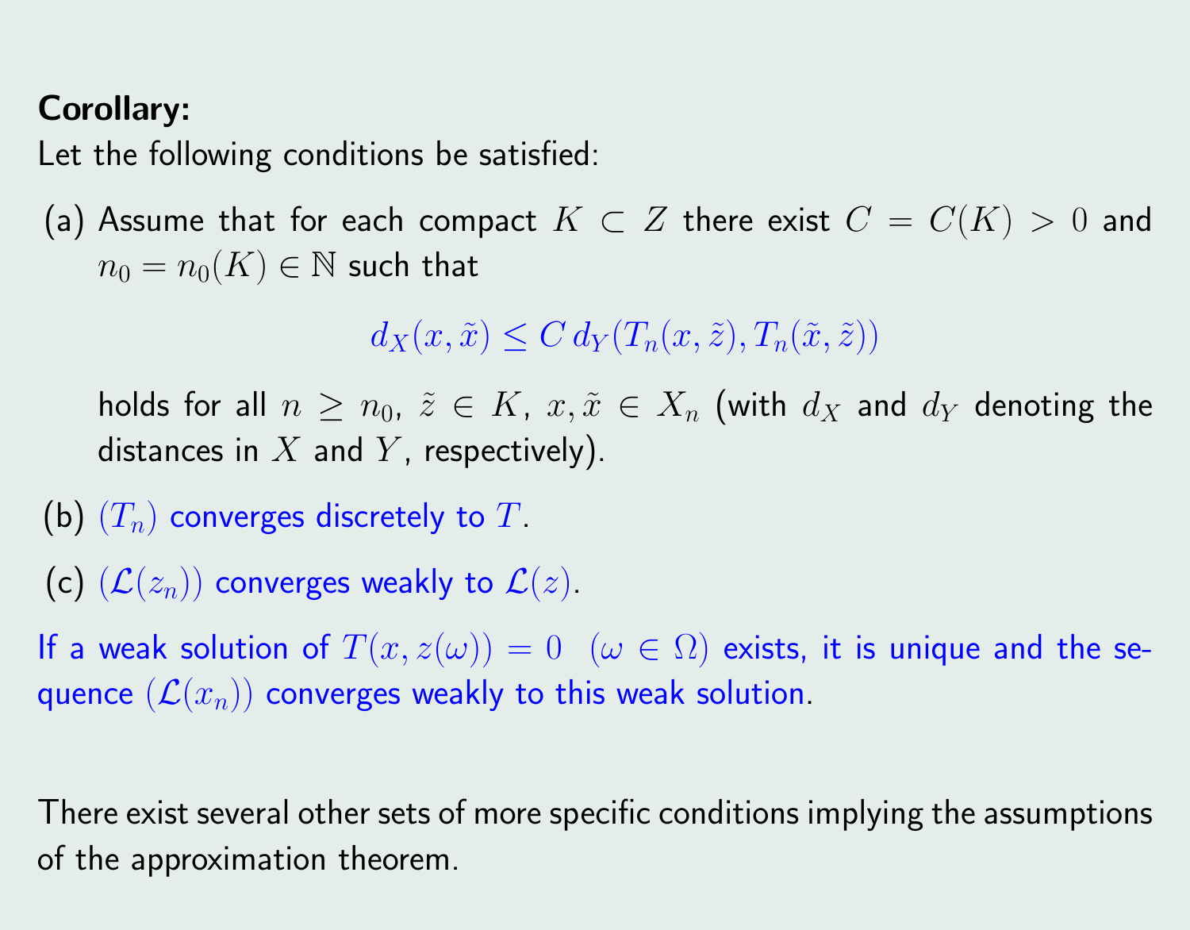**Corollary:**

Let the following conditions be satisfied:

(a) Assume that for each compact $K \subset Z$ there exist $C = C(K) > 0$ and $n_0 = n_0(K) \in \mathbb{N}$ such that

$$d_X(x, \tilde{x}) \leq C\, d_Y(T_n(x, \tilde{z}), T_n(\tilde{x}, \tilde{z}))$$

holds for all $n \geq n_0$, $\tilde{z} \in K$, $x, \tilde{x} \in X_n$ (with $d_X$ and $d_Y$ denoting the distances in $X$ and $Y$, respectively).

(b) $(T_n)$ converges discretely to $T$.

(c) $(\mathcal{L}(z_n))$ converges weakly to $\mathcal{L}(z)$.

If a weak solution of $T(x, z(\omega)) = 0 \quad (\omega \in \Omega)$ exists, it is unique and the sequence $(\mathcal{L}(x_n))$ converges weakly to this weak solution.

There exist several other sets of more specific conditions implying the assumptions of the approximation theorem.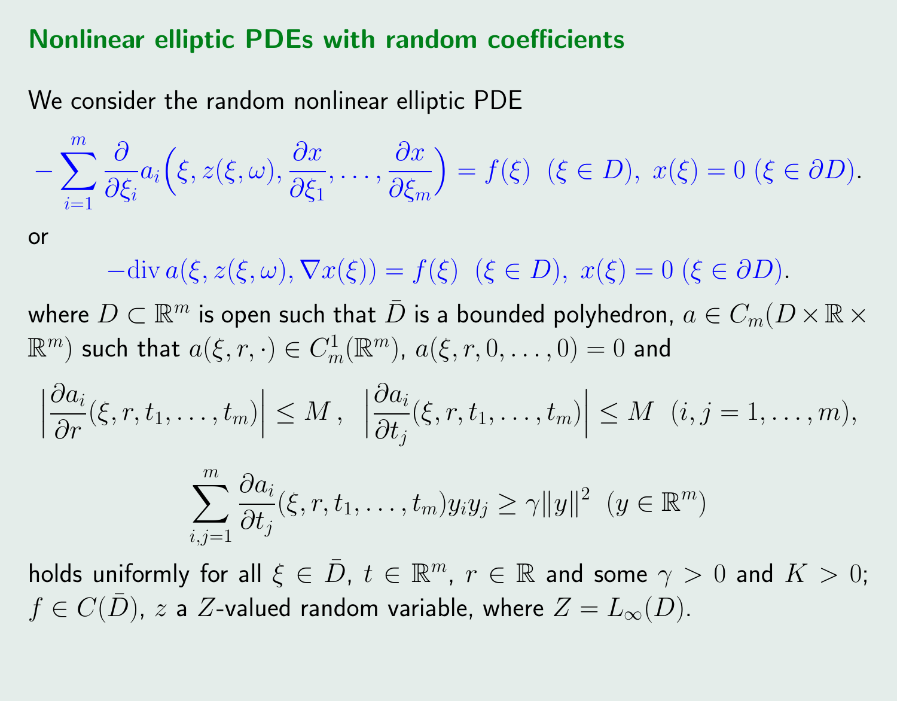## Nonlinear elliptic PDEs with random coefficients

We consider the random nonlinear elliptic PDE

$$-\sum_{i=1}^{m} \frac{\partial}{\partial \xi_i} a_i\Big(\xi, z(\xi,\omega), \frac{\partial x}{\partial \xi_1}, \ldots, \frac{\partial x}{\partial \xi_m}\Big) = f(\xi) \;\; (\xi \in D),\; x(\xi) = 0 \; (\xi \in \partial D).$$

or

$$-\operatorname{div} a(\xi, z(\xi,\omega), \nabla x(\xi)) = f(\xi) \;\; (\xi \in D),\; x(\xi) = 0 \; (\xi \in \partial D).$$

where $D \subset \mathbb{R}^m$ is open such that $\bar{D}$ is a bounded polyhedron, $a \in C_m(D \times \mathbb{R} \times \mathbb{R}^m)$ such that $a(\xi, r, \cdot) \in C_m^1(\mathbb{R}^m)$, $a(\xi, r, 0, \ldots, 0) = 0$ and

$$\Big|\frac{\partial a_i}{\partial r}(\xi, r, t_1, \ldots, t_m)\Big| \leq M \,, \;\; \Big|\frac{\partial a_i}{\partial t_j}(\xi, r, t_1, \ldots, t_m)\Big| \leq M \;\; (i,j = 1, \ldots, m),$$

$$\sum_{i,j=1}^{m} \frac{\partial a_i}{\partial t_j}(\xi, r, t_1, \ldots, t_m) y_i y_j \geq \gamma \|y\|^2 \;\; (y \in \mathbb{R}^m)$$

holds uniformly for all $\xi \in \bar{D}$, $t \in \mathbb{R}^m$, $r \in \mathbb{R}$ and some $\gamma > 0$ and $K > 0$; $f \in C(\bar{D})$, $z$ a $Z$-valued random variable, where $Z = L_\infty(D)$.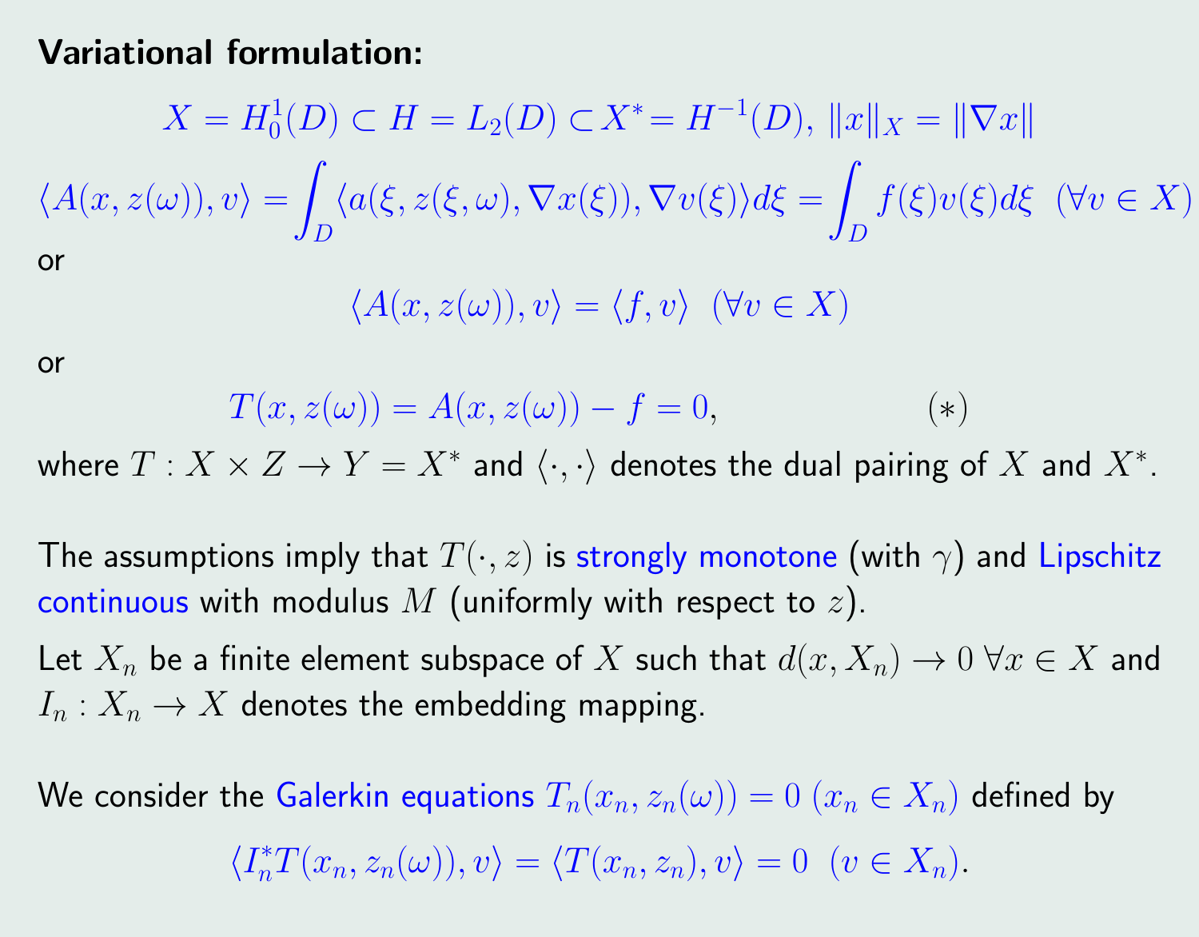**Variational formulation:**

$$X = H_0^1(D) \subset H = L_2(D) \subset X^* = H^{-1}(D),\ \|x\|_X = \|\nabla x\|$$

$$\langle A(x, z(\omega)), v\rangle = \int_D \langle a(\xi, z(\xi,\omega), \nabla x(\xi)), \nabla v(\xi)\rangle d\xi = \int_D f(\xi) v(\xi) d\xi \ \ (\forall v \in X)$$

or

$$\langle A(x, z(\omega)), v\rangle = \langle f, v\rangle \ \ (\forall v \in X)$$

or

$$T(x, z(\omega)) = A(x, z(\omega)) - f = 0, \qquad\qquad (*)$$

where $T : X \times Z \to Y = X^*$ and $\langle \cdot, \cdot \rangle$ denotes the dual pairing of $X$ and $X^*$.

The assumptions imply that $T(\cdot, z)$ is strongly monotone (with $\gamma$) and Lipschitz continuous with modulus $M$ (uniformly with respect to $z$).

Let $X_n$ be a finite element subspace of $X$ such that $d(x, X_n) \to 0\ \forall x \in X$ and $I_n : X_n \to X$ denotes the embedding mapping.

We consider the Galerkin equations $T_n(x_n, z_n(\omega)) = 0$ $(x_n \in X_n)$ defined by

$$\langle I_n^* T(x_n, z_n(\omega)), v\rangle = \langle T(x_n, z_n), v\rangle = 0 \ \ (v \in X_n).$$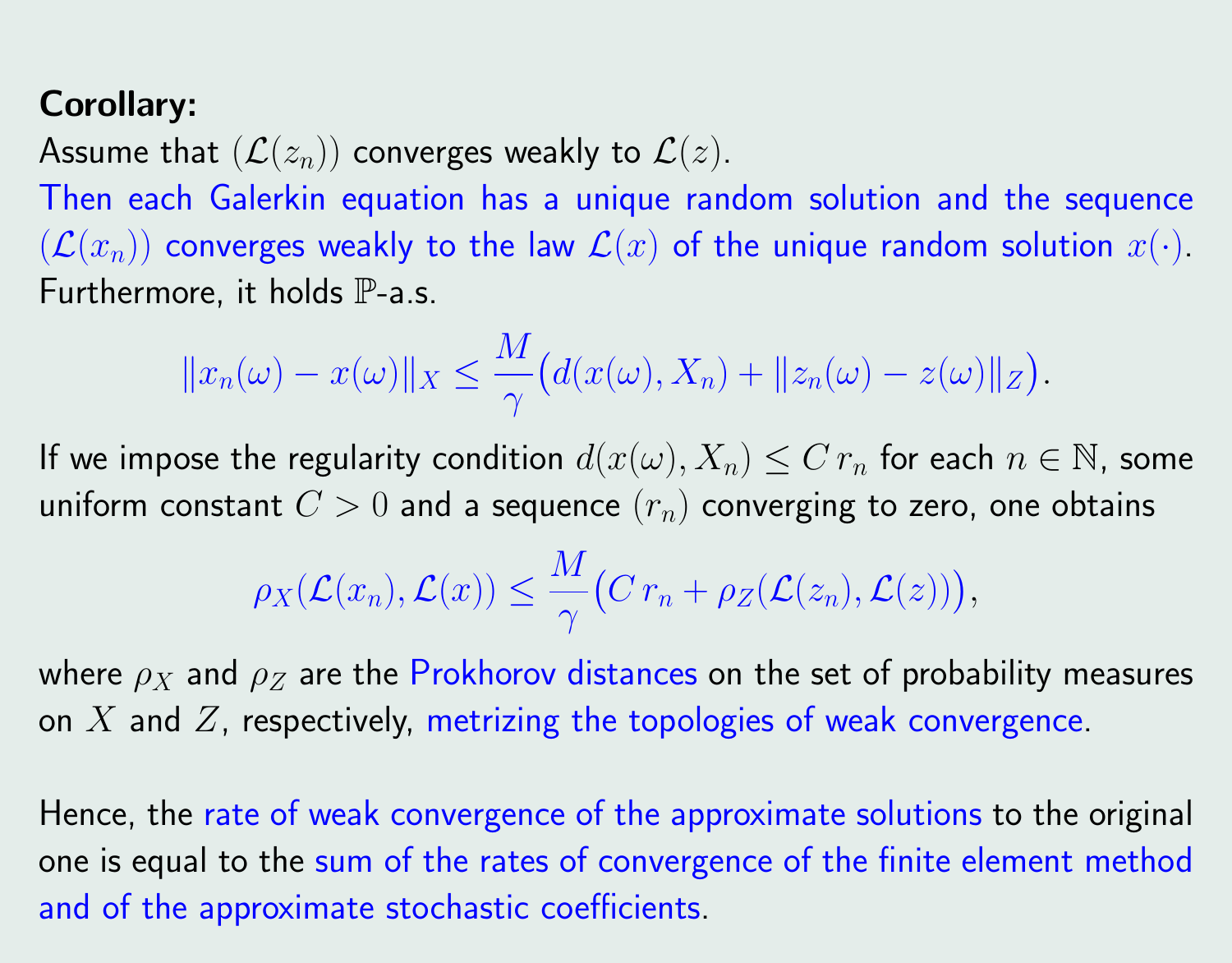**Corollary:**

Assume that $(\mathcal{L}(z_n))$ converges weakly to $\mathcal{L}(z)$.

Then each Galerkin equation has a unique random solution and the sequence $(\mathcal{L}(x_n))$ converges weakly to the law $\mathcal{L}(x)$ of the unique random solution $x(\cdot)$. Furthermore, it holds $\mathbb{P}$-a.s.

$$\|x_n(\omega) - x(\omega)\|_X \leq \frac{M}{\gamma}\big(d(x(\omega), X_n) + \|z_n(\omega) - z(\omega)\|_Z\big).$$

If we impose the regularity condition $d(x(\omega), X_n) \leq C\, r_n$ for each $n \in \mathbb{N}$, some uniform constant $C > 0$ and a sequence $(r_n)$ converging to zero, one obtains

$$\rho_X(\mathcal{L}(x_n), \mathcal{L}(x)) \leq \frac{M}{\gamma}\big(C\, r_n + \rho_Z(\mathcal{L}(z_n), \mathcal{L}(z))\big),$$

where $\rho_X$ and $\rho_Z$ are the Prokhorov distances on the set of probability measures on $X$ and $Z$, respectively, metrizing the topologies of weak convergence.

Hence, the rate of weak convergence of the approximate solutions to the original one is equal to the sum of the rates of convergence of the finite element method and of the approximate stochastic coefficients.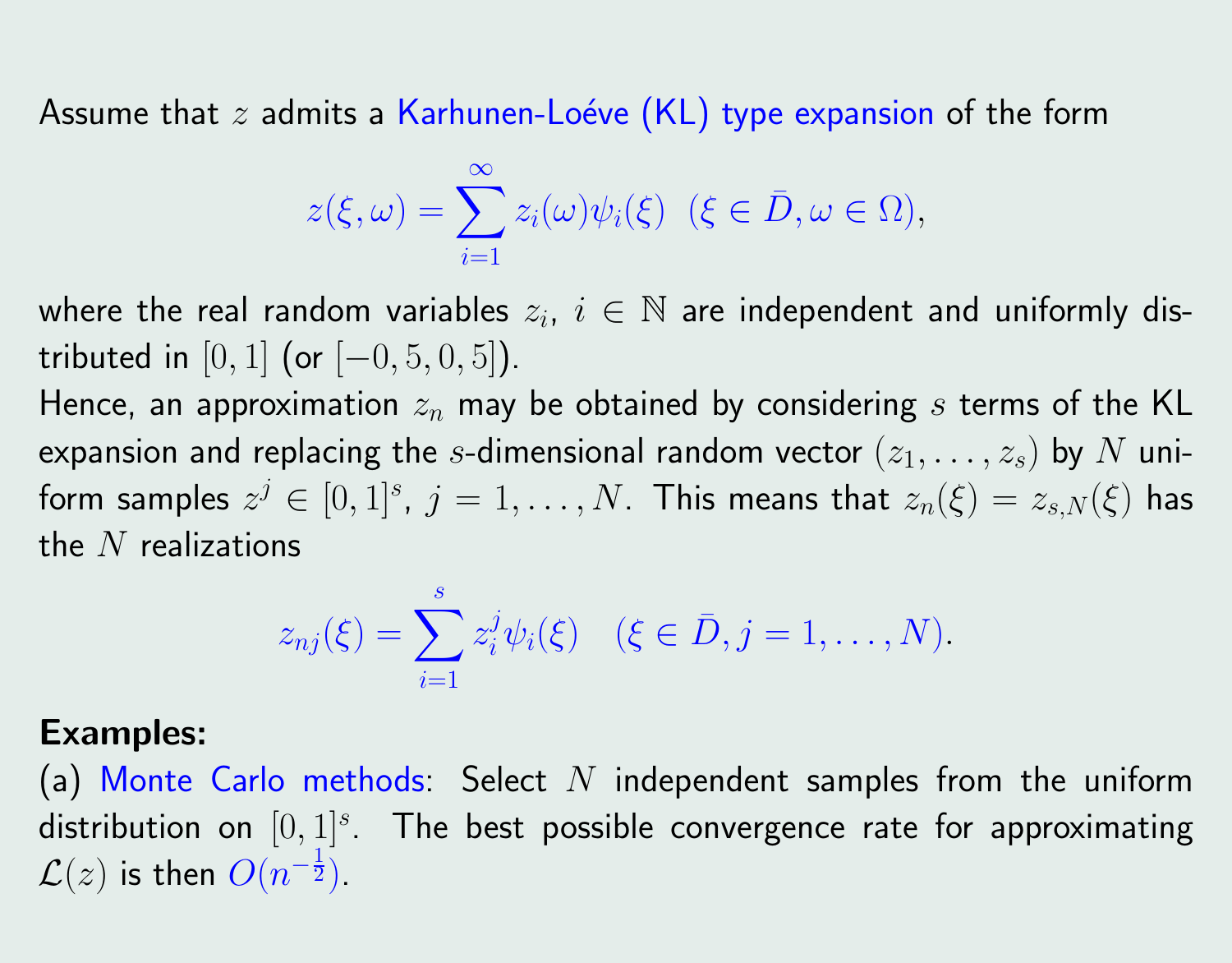Assume that $z$ admits a Karhunen-Loéve (KL) type expansion of the form

$$z(\xi, \omega) = \sum_{i=1}^{\infty} z_i(\omega)\psi_i(\xi) \quad (\xi \in \bar{D}, \omega \in \Omega),$$

where the real random variables $z_i$, $i \in \mathbb{N}$ are independent and uniformly distributed in $[0, 1]$ (or $[-0, 5, 0, 5]$).

Hence, an approximation $z_n$ may be obtained by considering $s$ terms of the KL expansion and replacing the $s$-dimensional random vector $(z_1, \ldots, z_s)$ by $N$ uniform samples $z^j \in [0, 1]^s$, $j = 1, \ldots, N$. This means that $z_n(\xi) = z_{s,N}(\xi)$ has the $N$ realizations

$$z_{nj}(\xi) = \sum_{i=1}^{s} z_i^j \psi_i(\xi) \quad (\xi \in \bar{D}, j = 1, \ldots, N).$$

**Examples:**

(a) Monte Carlo methods: Select $N$ independent samples from the uniform distribution on $[0, 1]^s$. The best possible convergence rate for approximating $\mathcal{L}(z)$ is then $O(n^{-\frac{1}{2}})$.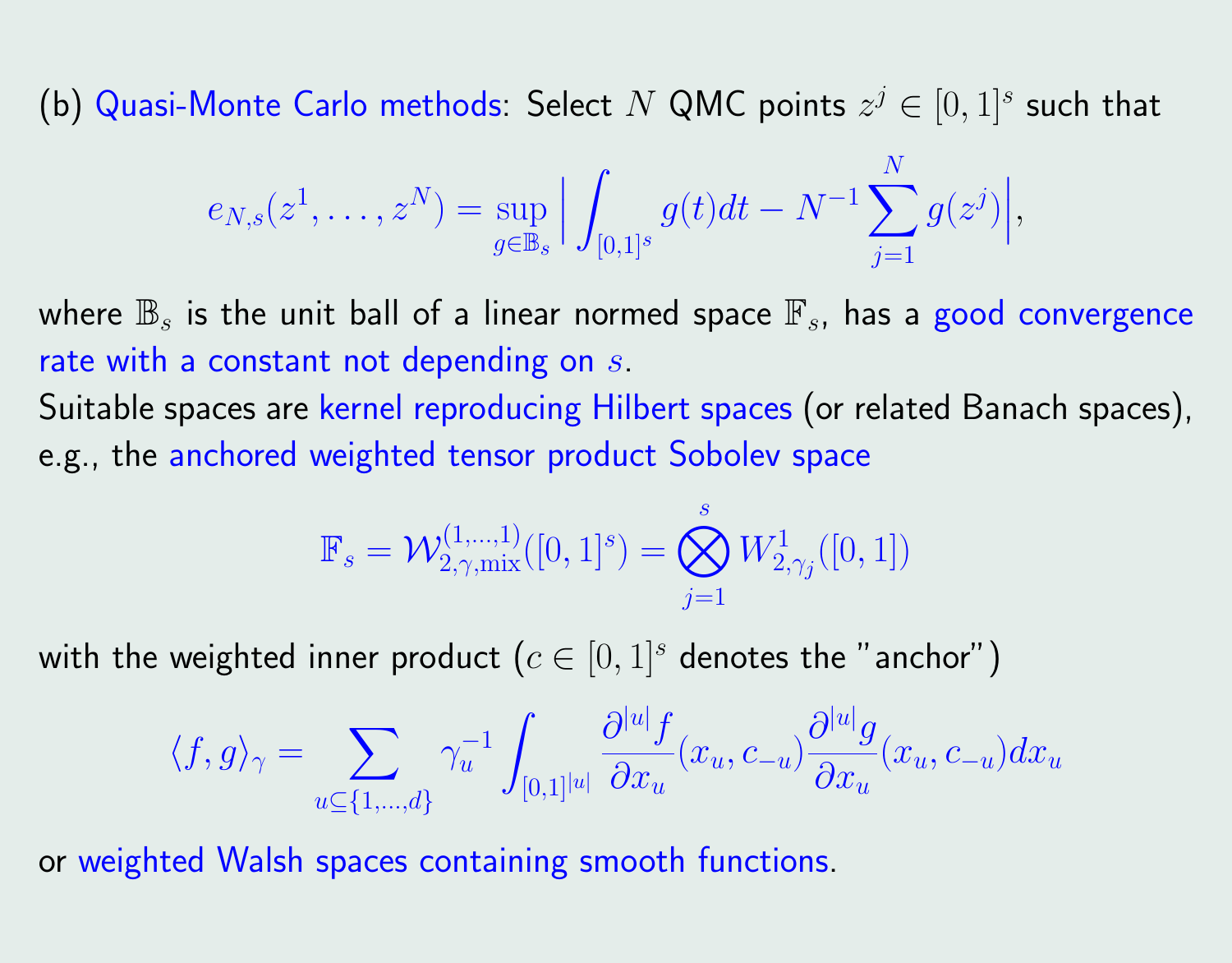(b) Quasi-Monte Carlo methods: Select $N$ QMC points $z^j \in [0,1]^s$ such that

$$e_{N,s}(z^1,\ldots,z^N) = \sup_{g \in \mathbb{B}_s} \Big| \int_{[0,1]^s} g(t)dt - N^{-1}\sum_{j=1}^{N} g(z^j) \Big|,$$

where $\mathbb{B}_s$ is the unit ball of a linear normed space $\mathbb{F}_s$, has a good convergence rate with a constant not depending on $s$.

Suitable spaces are kernel reproducing Hilbert spaces (or related Banach spaces), e.g., the anchored weighted tensor product Sobolev space

$$\mathbb{F}_s = \mathcal{W}^{(1,\ldots,1)}_{2,\gamma,\mathrm{mix}}([0,1]^s) = \bigotimes_{j=1}^{s} W^1_{2,\gamma_j}([0,1])$$

with the weighted inner product ($c \in [0,1]^s$ denotes the "anchor")

$$\langle f, g\rangle_\gamma = \sum_{u \subseteq \{1,\ldots,d\}} \gamma_u^{-1} \int_{[0,1]^{|u|}} \frac{\partial^{|u|} f}{\partial x_u}(x_u, c_{-u}) \frac{\partial^{|u|} g}{\partial x_u}(x_u, c_{-u}) dx_u$$

or weighted Walsh spaces containing smooth functions.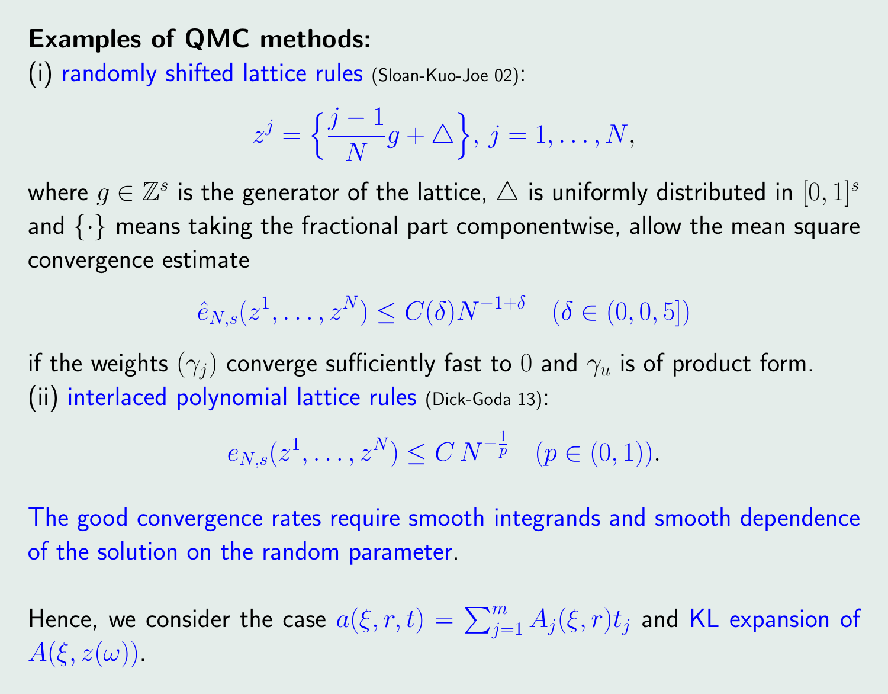**Examples of QMC methods:**

(i) randomly shifted lattice rules (Sloan-Kuo-Joe 02):

$$z^j = \left\{\frac{j-1}{N} g + \triangle\right\},\ j = 1, \ldots, N,$$

where $g \in \mathbb{Z}^s$ is the generator of the lattice, $\triangle$ is uniformly distributed in $[0,1]^s$ and $\{\cdot\}$ means taking the fractional part componentwise, allow the mean square convergence estimate

$$\hat{e}_{N,s}(z^1, \ldots, z^N) \leq C(\delta) N^{-1+\delta} \quad (\delta \in (0, 0, 5])$$

if the weights $(\gamma_j)$ converge sufficiently fast to $0$ and $\gamma_u$ is of product form.

(ii) interlaced polynomial lattice rules (Dick-Goda 13):

$$e_{N,s}(z^1, \ldots, z^N) \leq C\, N^{-\frac{1}{p}} \quad (p \in (0,1)).$$

The good convergence rates require smooth integrands and smooth dependence of the solution on the random parameter.

Hence, we consider the case $a(\xi, r, t) = \sum_{j=1}^{m} A_j(\xi, r) t_j$ and KL expansion of $A(\xi, z(\omega))$.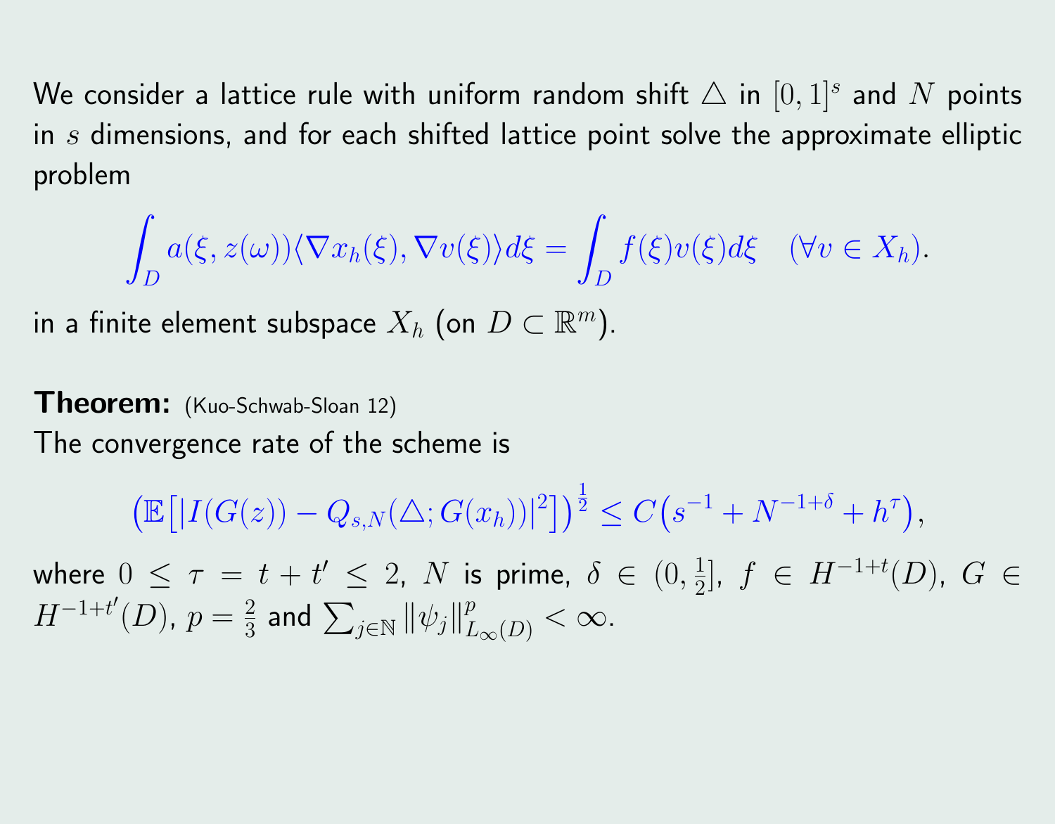We consider a lattice rule with uniform random shift $\triangle$ in $[0,1]^s$ and $N$ points in $s$ dimensions, and for each shifted lattice point solve the approximate elliptic problem

$$\int_D a(\xi, z(\omega))\langle \nabla x_h(\xi), \nabla v(\xi)\rangle d\xi = \int_D f(\xi) v(\xi) d\xi \quad (\forall v \in X_h).$$

in a finite element subspace $X_h$ (on $D \subset \mathbb{R}^m$).

**Theorem:** (Kuo-Schwab-Sloan 12)

The convergence rate of the scheme is

$$\left(\mathbb{E}\left[|I(G(z)) - Q_{s,N}(\triangle; G(x_h))|^2\right]\right)^{\frac{1}{2}} \leq C\left(s^{-1} + N^{-1+\delta} + h^{\tau}\right),$$

where $0 \leq \tau = t + t' \leq 2$, $N$ is prime, $\delta \in (0, \frac{1}{2}]$, $f \in H^{-1+t}(D)$, $G \in H^{-1+t'}(D)$, $p = \frac{2}{3}$ and $\sum_{j \in \mathbb{N}} \|\psi_j\|_{L_\infty(D)}^p < \infty$.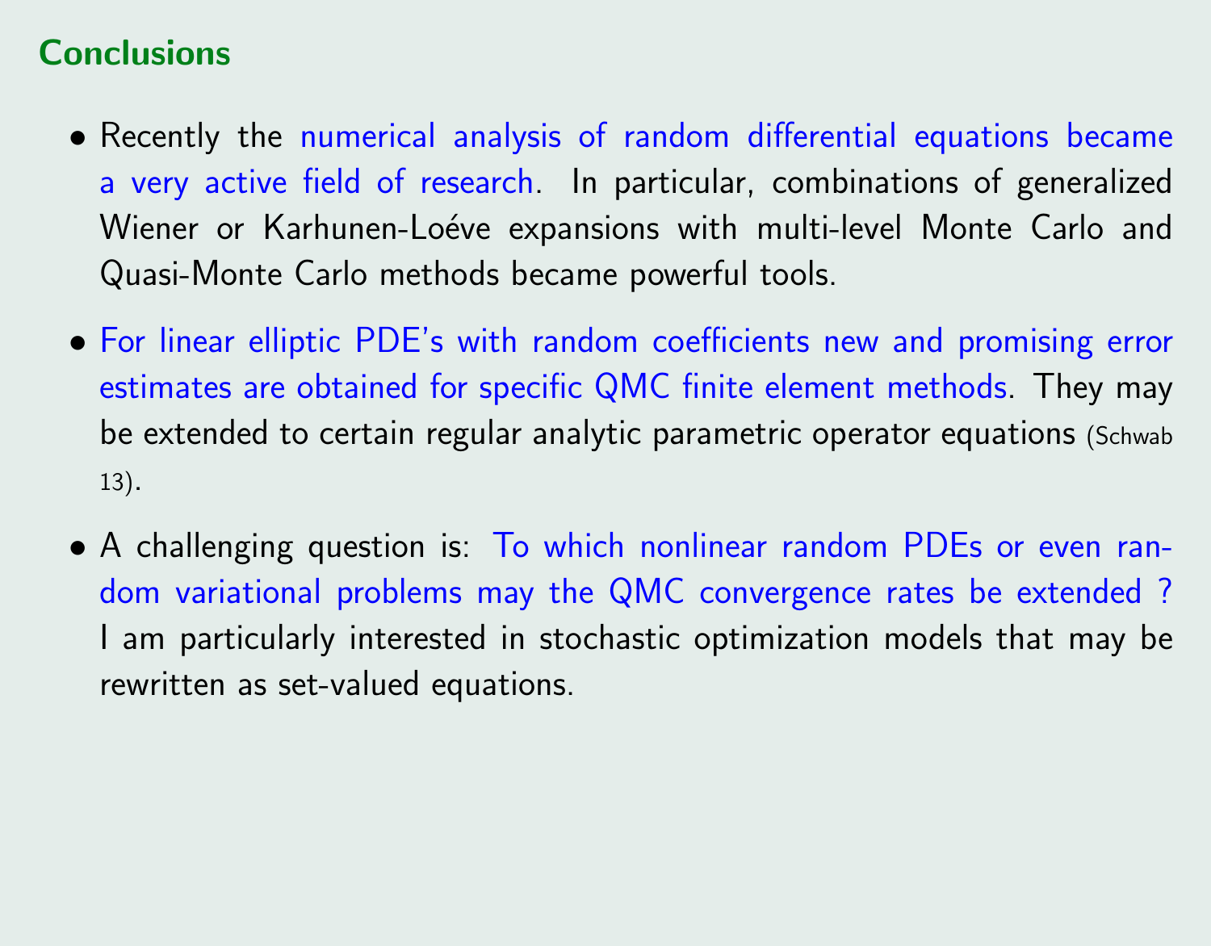## Conclusions

- Recently the numerical analysis of random differential equations became a very active field of research. In particular, combinations of generalized Wiener or Karhunen-Loéve expansions with multi-level Monte Carlo and Quasi-Monte Carlo methods became powerful tools.
- For linear elliptic PDE's with random coefficients new and promising error estimates are obtained for specific QMC finite element methods. They may be extended to certain regular analytic parametric operator equations (Schwab 13).
- A challenging question is: To which nonlinear random PDEs or even random variational problems may the QMC convergence rates be extended ? I am particularly interested in stochastic optimization models that may be rewritten as set-valued equations.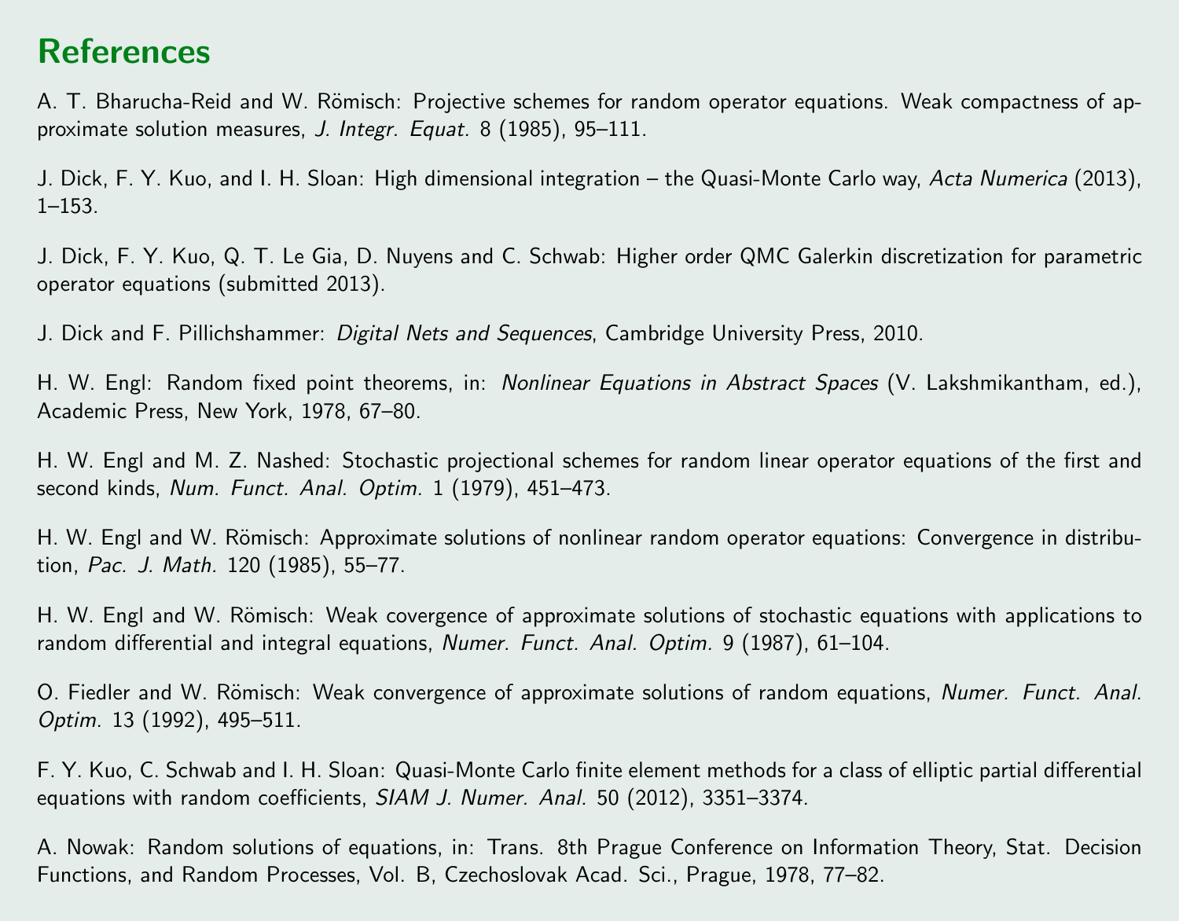## References

A. T. Bharucha-Reid and W. Römisch: Projective schemes for random operator equations. Weak compactness of approximate solution measures, *J. Integr. Equat.* 8 (1985), 95–111.

J. Dick, F. Y. Kuo, and I. H. Sloan: High dimensional integration – the Quasi-Monte Carlo way, *Acta Numerica* (2013), 1–153.

J. Dick, F. Y. Kuo, Q. T. Le Gia, D. Nuyens and C. Schwab: Higher order QMC Galerkin discretization for parametric operator equations (submitted 2013).

J. Dick and F. Pillichshammer: *Digital Nets and Sequences*, Cambridge University Press, 2010.

H. W. Engl: Random fixed point theorems, in: *Nonlinear Equations in Abstract Spaces* (V. Lakshmikantham, ed.), Academic Press, New York, 1978, 67–80.

H. W. Engl and M. Z. Nashed: Stochastic projectional schemes for random linear operator equations of the first and second kinds, *Num. Funct. Anal. Optim.* 1 (1979), 451–473.

H. W. Engl and W. Römisch: Approximate solutions of nonlinear random operator equations: Convergence in distribution, *Pac. J. Math.* 120 (1985), 55–77.

H. W. Engl and W. Römisch: Weak covergence of approximate solutions of stochastic equations with applications to random differential and integral equations, *Numer. Funct. Anal. Optim.* 9 (1987), 61–104.

O. Fiedler and W. Römisch: Weak convergence of approximate solutions of random equations, *Numer. Funct. Anal. Optim.* 13 (1992), 495–511.

F. Y. Kuo, C. Schwab and I. H. Sloan: Quasi-Monte Carlo finite element methods for a class of elliptic partial differential equations with random coefficients, *SIAM J. Numer. Anal.* 50 (2012), 3351–3374.

A. Nowak: Random solutions of equations, in: Trans. 8th Prague Conference on Information Theory, Stat. Decision Functions, and Random Processes, Vol. B, Czechoslovak Acad. Sci., Prague, 1978, 77–82.